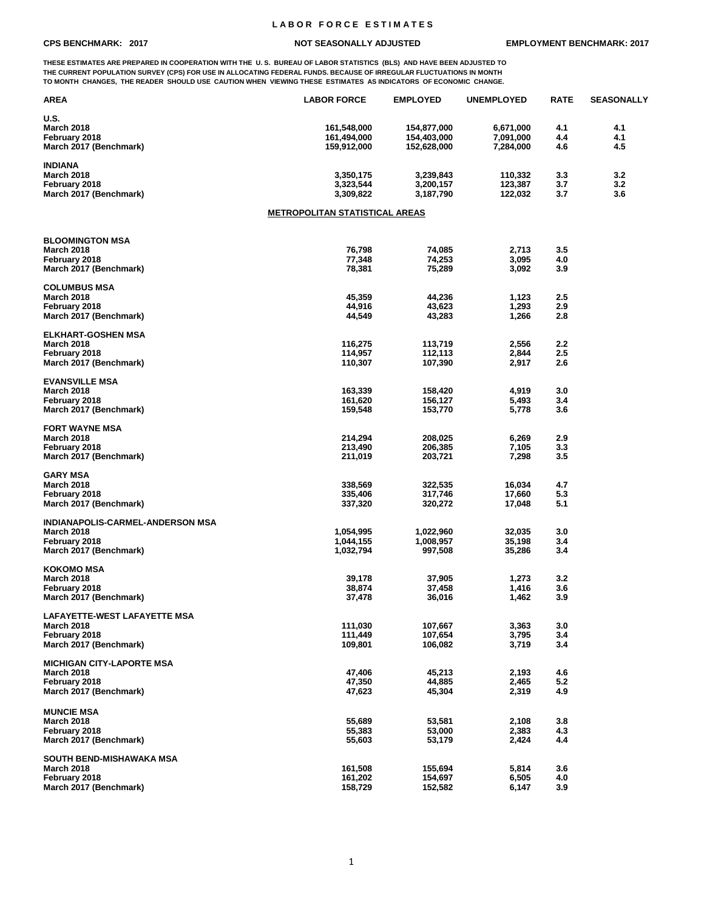# LABOR FORCE ESTIMATES

**CPS BENCHMARK: 2017** | **NOT SEASONALLY ADJUSTED** | **EMPLOYMENT BENCHMARK: 2017**

THESE ESTIMATES ARE PREPARED IN COOPERATION WITH THE U. S. BUREAU OF LABOR STATISTICS (BLS) AND HAVE BEEN ADJUSTED TO THE CURRENT POPULATION SURVEY (CPS) FOR USE IN ALLOCATING FEDERAL FUNDS. BECAUSE OF IRREGULAR FLUCTUATIONS IN MONTH TO MONTH CHANGES, THE READER SHOULD USE CAUTION WHEN VIEWING THESE ESTIMATES AS INDICATORS OF ECONOMIC CHANGE.

| AREA | LABOR FORCE | EMPLOYED | UNEMPLOYED | RATE | SEASONALLY |
|---|---|---|---|---|---|
| **U.S.** | | | | | |
| March 2018 | 161,548,000 | 154,877,000 | 6,671,000 | 4.1 | 4.1 |
| February 2018 | 161,494,000 | 154,403,000 | 7,091,000 | 4.4 | 4.1 |
| March 2017 (Benchmark) | 159,912,000 | 152,628,000 | 7,284,000 | 4.6 | 4.5 |
| **INDIANA** | | | | | |
| March 2018 | 3,350,175 | 3,239,843 | 110,332 | 3.3 | 3.2 |
| February 2018 | 3,323,544 | 3,200,157 | 123,387 | 3.7 | 3.2 |
| March 2017 (Benchmark) | 3,309,822 | 3,187,790 | 122,032 | 3.7 | 3.6 |

## METROPOLITAN STATISTICAL AREAS

| AREA | LABOR FORCE | EMPLOYED | UNEMPLOYED | RATE |
|---|---|---|---|---|
| **BLOOMINGTON MSA** | | | | |
| March 2018 | 76,798 | 74,085 | 2,713 | 3.5 |
| February 2018 | 77,348 | 74,253 | 3,095 | 4.0 |
| March 2017 (Benchmark) | 78,381 | 75,289 | 3,092 | 3.9 |
| **COLUMBUS MSA** | | | | |
| March 2018 | 45,359 | 44,236 | 1,123 | 2.5 |
| February 2018 | 44,916 | 43,623 | 1,293 | 2.9 |
| March 2017 (Benchmark) | 44,549 | 43,283 | 1,266 | 2.8 |
| **ELKHART-GOSHEN MSA** | | | | |
| March 2018 | 116,275 | 113,719 | 2,556 | 2.2 |
| February 2018 | 114,957 | 112,113 | 2,844 | 2.5 |
| March 2017 (Benchmark) | 110,307 | 107,390 | 2,917 | 2.6 |
| **EVANSVILLE MSA** | | | | |
| March 2018 | 163,339 | 158,420 | 4,919 | 3.0 |
| February 2018 | 161,620 | 156,127 | 5,493 | 3.4 |
| March 2017 (Benchmark) | 159,548 | 153,770 | 5,778 | 3.6 |
| **FORT WAYNE MSA** | | | | |
| March 2018 | 214,294 | 208,025 | 6,269 | 2.9 |
| February 2018 | 213,490 | 206,385 | 7,105 | 3.3 |
| March 2017 (Benchmark) | 211,019 | 203,721 | 7,298 | 3.5 |
| **GARY MSA** | | | | |
| March 2018 | 338,569 | 322,535 | 16,034 | 4.7 |
| February 2018 | 335,406 | 317,746 | 17,660 | 5.3 |
| March 2017 (Benchmark) | 337,320 | 320,272 | 17,048 | 5.1 |
| **INDIANAPOLIS-CARMEL-ANDERSON MSA** | | | | |
| March 2018 | 1,054,995 | 1,022,960 | 32,035 | 3.0 |
| February 2018 | 1,044,155 | 1,008,957 | 35,198 | 3.4 |
| March 2017 (Benchmark) | 1,032,794 | 997,508 | 35,286 | 3.4 |
| **KOKOMO MSA** | | | | |
| March 2018 | 39,178 | 37,905 | 1,273 | 3.2 |
| February 2018 | 38,874 | 37,458 | 1,416 | 3.6 |
| March 2017 (Benchmark) | 37,478 | 36,016 | 1,462 | 3.9 |
| **LAFAYETTE-WEST LAFAYETTE MSA** | | | | |
| March 2018 | 111,030 | 107,667 | 3,363 | 3.0 |
| February 2018 | 111,449 | 107,654 | 3,795 | 3.4 |
| March 2017 (Benchmark) | 109,801 | 106,082 | 3,719 | 3.4 |
| **MICHIGAN CITY-LAPORTE MSA** | | | | |
| March 2018 | 47,406 | 45,213 | 2,193 | 4.6 |
| February 2018 | 47,350 | 44,885 | 2,465 | 5.2 |
| March 2017 (Benchmark) | 47,623 | 45,304 | 2,319 | 4.9 |
| **MUNCIE MSA** | | | | |
| March 2018 | 55,689 | 53,581 | 2,108 | 3.8 |
| February 2018 | 55,383 | 53,000 | 2,383 | 4.3 |
| March 2017 (Benchmark) | 55,603 | 53,179 | 2,424 | 4.4 |
| **SOUTH BEND-MISHAWAKA MSA** | | | | |
| March 2018 | 161,508 | 155,694 | 5,814 | 3.6 |
| February 2018 | 161,202 | 154,697 | 6,505 | 4.0 |
| March 2017 (Benchmark) | 158,729 | 152,582 | 6,147 | 3.9 |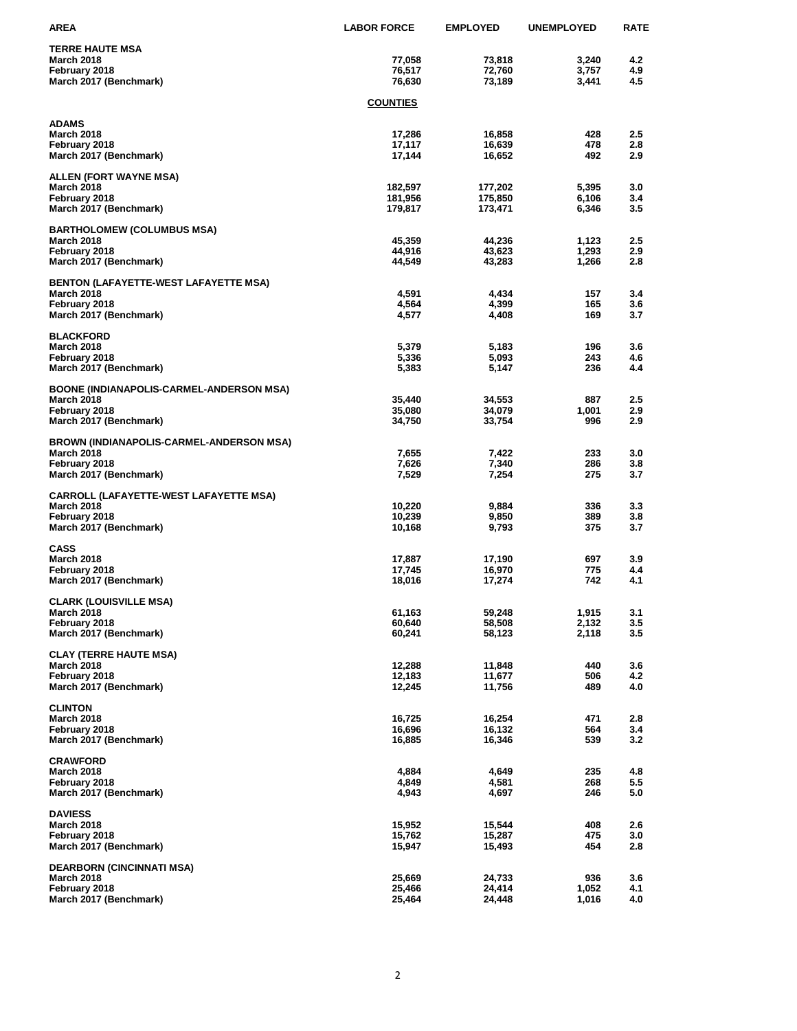| AREA | LABOR FORCE | EMPLOYED | UNEMPLOYED | RATE |
|---|---|---|---|---|
| **TERRE HAUTE MSA** | | | | |
| March 2018 | 77,058 | 73,818 | 3,240 | 4.2 |
| February 2018 | 76,517 | 72,760 | 3,757 | 4.9 |
| March 2017 (Benchmark) | 76,630 | 73,189 | 3,441 | 4.5 |
| | **COUNTIES** | | | |
| **ADAMS** | | | | |
| March 2018 | 17,286 | 16,858 | 428 | 2.5 |
| February 2018 | 17,117 | 16,639 | 478 | 2.8 |
| March 2017 (Benchmark) | 17,144 | 16,652 | 492 | 2.9 |
| **ALLEN (FORT WAYNE MSA)** | | | | |
| March 2018 | 182,597 | 177,202 | 5,395 | 3.0 |
| February 2018 | 181,956 | 175,850 | 6,106 | 3.4 |
| March 2017 (Benchmark) | 179,817 | 173,471 | 6,346 | 3.5 |
| **BARTHOLOMEW (COLUMBUS MSA)** | | | | |
| March 2018 | 45,359 | 44,236 | 1,123 | 2.5 |
| February 2018 | 44,916 | 43,623 | 1,293 | 2.9 |
| March 2017 (Benchmark) | 44,549 | 43,283 | 1,266 | 2.8 |
| **BENTON (LAFAYETTE-WEST LAFAYETTE MSA)** | | | | |
| March 2018 | 4,591 | 4,434 | 157 | 3.4 |
| February 2018 | 4,564 | 4,399 | 165 | 3.6 |
| March 2017 (Benchmark) | 4,577 | 4,408 | 169 | 3.7 |
| **BLACKFORD** | | | | |
| March 2018 | 5,379 | 5,183 | 196 | 3.6 |
| February 2018 | 5,336 | 5,093 | 243 | 4.6 |
| March 2017 (Benchmark) | 5,383 | 5,147 | 236 | 4.4 |
| **BOONE (INDIANAPOLIS-CARMEL-ANDERSON MSA)** | | | | |
| March 2018 | 35,440 | 34,553 | 887 | 2.5 |
| February 2018 | 35,080 | 34,079 | 1,001 | 2.9 |
| March 2017 (Benchmark) | 34,750 | 33,754 | 996 | 2.9 |
| **BROWN (INDIANAPOLIS-CARMEL-ANDERSON MSA)** | | | | |
| March 2018 | 7,655 | 7,422 | 233 | 3.0 |
| February 2018 | 7,626 | 7,340 | 286 | 3.8 |
| March 2017 (Benchmark) | 7,529 | 7,254 | 275 | 3.7 |
| **CARROLL (LAFAYETTE-WEST LAFAYETTE MSA)** | | | | |
| March 2018 | 10,220 | 9,884 | 336 | 3.3 |
| February 2018 | 10,239 | 9,850 | 389 | 3.8 |
| March 2017 (Benchmark) | 10,168 | 9,793 | 375 | 3.7 |
| **CASS** | | | | |
| March 2018 | 17,887 | 17,190 | 697 | 3.9 |
| February 2018 | 17,745 | 16,970 | 775 | 4.4 |
| March 2017 (Benchmark) | 18,016 | 17,274 | 742 | 4.1 |
| **CLARK (LOUISVILLE MSA)** | | | | |
| March 2018 | 61,163 | 59,248 | 1,915 | 3.1 |
| February 2018 | 60,640 | 58,508 | 2,132 | 3.5 |
| March 2017 (Benchmark) | 60,241 | 58,123 | 2,118 | 3.5 |
| **CLAY (TERRE HAUTE MSA)** | | | | |
| March 2018 | 12,288 | 11,848 | 440 | 3.6 |
| February 2018 | 12,183 | 11,677 | 506 | 4.2 |
| March 2017 (Benchmark) | 12,245 | 11,756 | 489 | 4.0 |
| **CLINTON** | | | | |
| March 2018 | 16,725 | 16,254 | 471 | 2.8 |
| February 2018 | 16,696 | 16,132 | 564 | 3.4 |
| March 2017 (Benchmark) | 16,885 | 16,346 | 539 | 3.2 |
| **CRAWFORD** | | | | |
| March 2018 | 4,884 | 4,649 | 235 | 4.8 |
| February 2018 | 4,849 | 4,581 | 268 | 5.5 |
| March 2017 (Benchmark) | 4,943 | 4,697 | 246 | 5.0 |
| **DAVIESS** | | | | |
| March 2018 | 15,952 | 15,544 | 408 | 2.6 |
| February 2018 | 15,762 | 15,287 | 475 | 3.0 |
| March 2017 (Benchmark) | 15,947 | 15,493 | 454 | 2.8 |
| **DEARBORN (CINCINNATI MSA)** | | | | |
| March 2018 | 25,669 | 24,733 | 936 | 3.6 |
| February 2018 | 25,466 | 24,414 | 1,052 | 4.1 |
| March 2017 (Benchmark) | 25,464 | 24,448 | 1,016 | 4.0 |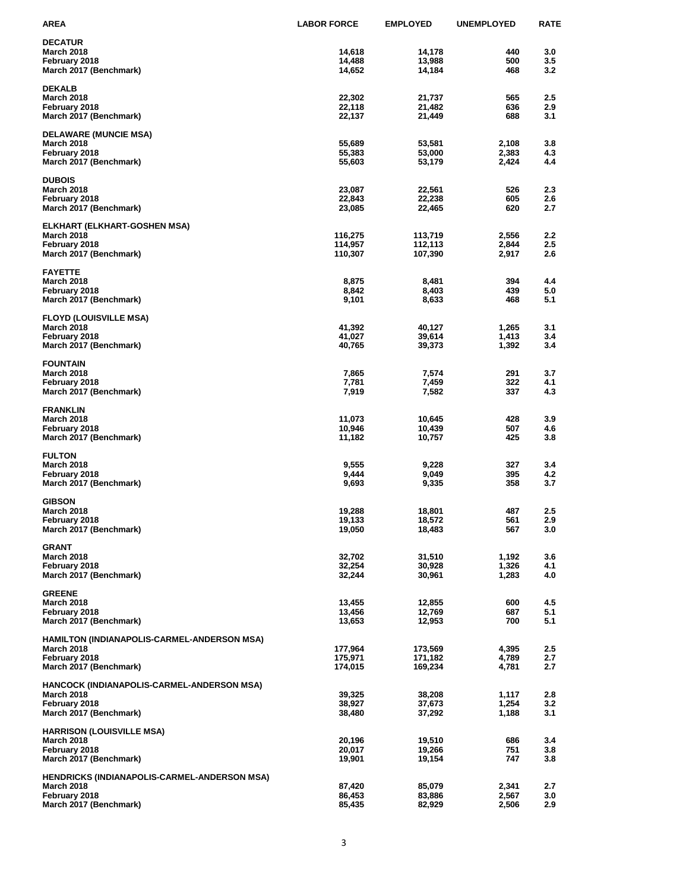| AREA | LABOR FORCE | EMPLOYED | UNEMPLOYED | RATE |
|---|---|---|---|---|
| **DECATUR** | | | | |
| March 2018 | 14,618 | 14,178 | 440 | 3.0 |
| February 2018 | 14,488 | 13,988 | 500 | 3.5 |
| March 2017 (Benchmark) | 14,652 | 14,184 | 468 | 3.2 |
| **DEKALB** | | | | |
| March 2018 | 22,302 | 21,737 | 565 | 2.5 |
| February 2018 | 22,118 | 21,482 | 636 | 2.9 |
| March 2017 (Benchmark) | 22,137 | 21,449 | 688 | 3.1 |
| **DELAWARE (MUNCIE MSA)** | | | | |
| March 2018 | 55,689 | 53,581 | 2,108 | 3.8 |
| February 2018 | 55,383 | 53,000 | 2,383 | 4.3 |
| March 2017 (Benchmark) | 55,603 | 53,179 | 2,424 | 4.4 |
| **DUBOIS** | | | | |
| March 2018 | 23,087 | 22,561 | 526 | 2.3 |
| February 2018 | 22,843 | 22,238 | 605 | 2.6 |
| March 2017 (Benchmark) | 23,085 | 22,465 | 620 | 2.7 |
| **ELKHART (ELKHART-GOSHEN MSA)** | | | | |
| March 2018 | 116,275 | 113,719 | 2,556 | 2.2 |
| February 2018 | 114,957 | 112,113 | 2,844 | 2.5 |
| March 2017 (Benchmark) | 110,307 | 107,390 | 2,917 | 2.6 |
| **FAYETTE** | | | | |
| March 2018 | 8,875 | 8,481 | 394 | 4.4 |
| February 2018 | 8,842 | 8,403 | 439 | 5.0 |
| March 2017 (Benchmark) | 9,101 | 8,633 | 468 | 5.1 |
| **FLOYD (LOUISVILLE MSA)** | | | | |
| March 2018 | 41,392 | 40,127 | 1,265 | 3.1 |
| February 2018 | 41,027 | 39,614 | 1,413 | 3.4 |
| March 2017 (Benchmark) | 40,765 | 39,373 | 1,392 | 3.4 |
| **FOUNTAIN** | | | | |
| March 2018 | 7,865 | 7,574 | 291 | 3.7 |
| February 2018 | 7,781 | 7,459 | 322 | 4.1 |
| March 2017 (Benchmark) | 7,919 | 7,582 | 337 | 4.3 |
| **FRANKLIN** | | | | |
| March 2018 | 11,073 | 10,645 | 428 | 3.9 |
| February 2018 | 10,946 | 10,439 | 507 | 4.6 |
| March 2017 (Benchmark) | 11,182 | 10,757 | 425 | 3.8 |
| **FULTON** | | | | |
| March 2018 | 9,555 | 9,228 | 327 | 3.4 |
| February 2018 | 9,444 | 9,049 | 395 | 4.2 |
| March 2017 (Benchmark) | 9,693 | 9,335 | 358 | 3.7 |
| **GIBSON** | | | | |
| March 2018 | 19,288 | 18,801 | 487 | 2.5 |
| February 2018 | 19,133 | 18,572 | 561 | 2.9 |
| March 2017 (Benchmark) | 19,050 | 18,483 | 567 | 3.0 |
| **GRANT** | | | | |
| March 2018 | 32,702 | 31,510 | 1,192 | 3.6 |
| February 2018 | 32,254 | 30,928 | 1,326 | 4.1 |
| March 2017 (Benchmark) | 32,244 | 30,961 | 1,283 | 4.0 |
| **GREENE** | | | | |
| March 2018 | 13,455 | 12,855 | 600 | 4.5 |
| February 2018 | 13,456 | 12,769 | 687 | 5.1 |
| March 2017 (Benchmark) | 13,653 | 12,953 | 700 | 5.1 |
| **HAMILTON (INDIANAPOLIS-CARMEL-ANDERSON MSA)** | | | | |
| March 2018 | 177,964 | 173,569 | 4,395 | 2.5 |
| February 2018 | 175,971 | 171,182 | 4,789 | 2.7 |
| March 2017 (Benchmark) | 174,015 | 169,234 | 4,781 | 2.7 |
| **HANCOCK (INDIANAPOLIS-CARMEL-ANDERSON MSA)** | | | | |
| March 2018 | 39,325 | 38,208 | 1,117 | 2.8 |
| February 2018 | 38,927 | 37,673 | 1,254 | 3.2 |
| March 2017 (Benchmark) | 38,480 | 37,292 | 1,188 | 3.1 |
| **HARRISON (LOUISVILLE MSA)** | | | | |
| March 2018 | 20,196 | 19,510 | 686 | 3.4 |
| February 2018 | 20,017 | 19,266 | 751 | 3.8 |
| March 2017 (Benchmark) | 19,901 | 19,154 | 747 | 3.8 |
| **HENDRICKS (INDIANAPOLIS-CARMEL-ANDERSON MSA)** | | | | |
| March 2018 | 87,420 | 85,079 | 2,341 | 2.7 |
| February 2018 | 86,453 | 83,886 | 2,567 | 3.0 |
| March 2017 (Benchmark) | 85,435 | 82,929 | 2,506 | 2.9 |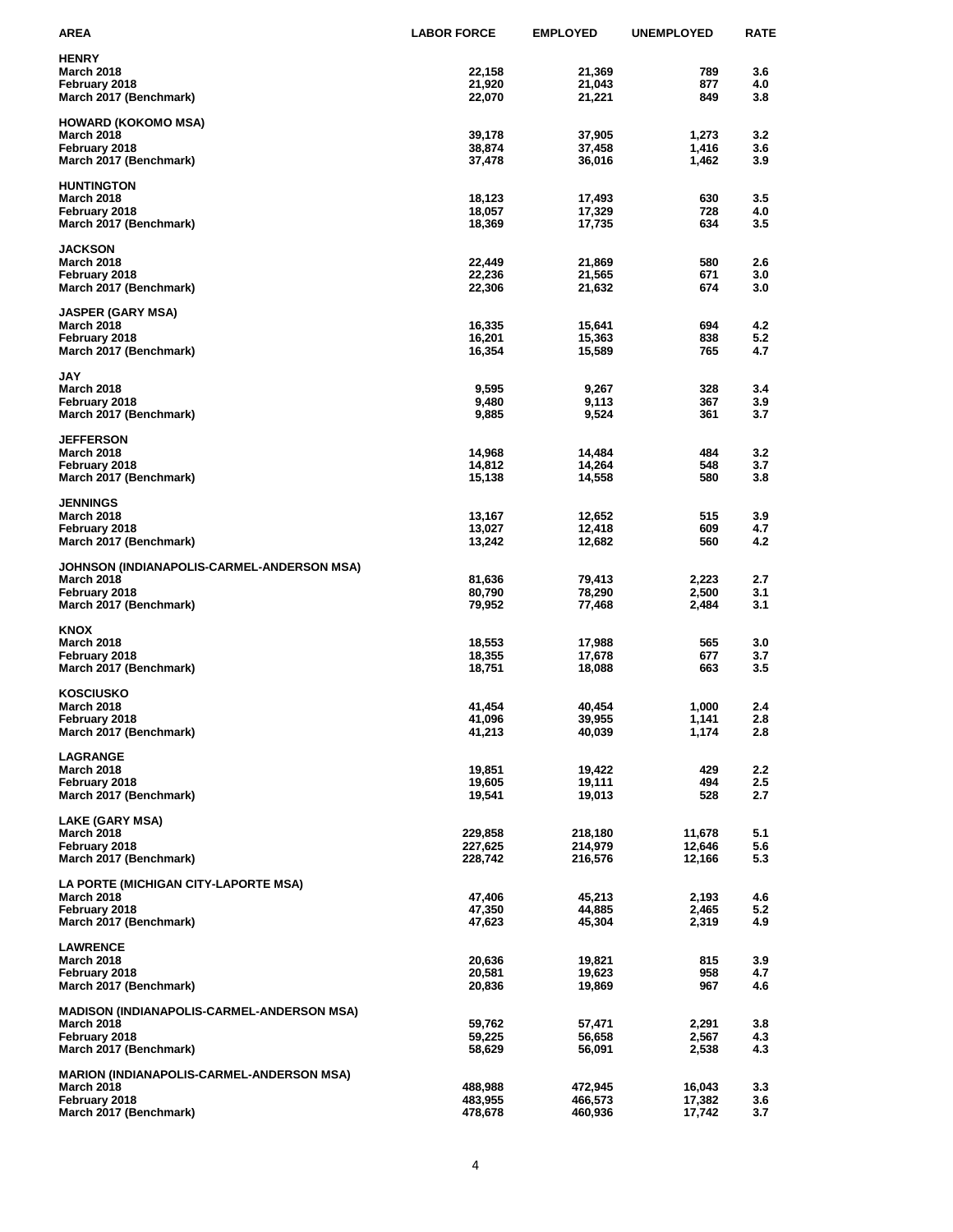| AREA | LABOR FORCE | EMPLOYED | UNEMPLOYED | RATE |
|---|---|---|---|---|
| **HENRY** | | | | |
| March 2018 | 22,158 | 21,369 | 789 | 3.6 |
| February 2018 | 21,920 | 21,043 | 877 | 4.0 |
| March 2017 (Benchmark) | 22,070 | 21,221 | 849 | 3.8 |
| **HOWARD (KOKOMO MSA)** | | | | |
| March 2018 | 39,178 | 37,905 | 1,273 | 3.2 |
| February 2018 | 38,874 | 37,458 | 1,416 | 3.6 |
| March 2017 (Benchmark) | 37,478 | 36,016 | 1,462 | 3.9 |
| **HUNTINGTON** | | | | |
| March 2018 | 18,123 | 17,493 | 630 | 3.5 |
| February 2018 | 18,057 | 17,329 | 728 | 4.0 |
| March 2017 (Benchmark) | 18,369 | 17,735 | 634 | 3.5 |
| **JACKSON** | | | | |
| March 2018 | 22,449 | 21,869 | 580 | 2.6 |
| February 2018 | 22,236 | 21,565 | 671 | 3.0 |
| March 2017 (Benchmark) | 22,306 | 21,632 | 674 | 3.0 |
| **JASPER (GARY MSA)** | | | | |
| March 2018 | 16,335 | 15,641 | 694 | 4.2 |
| February 2018 | 16,201 | 15,363 | 838 | 5.2 |
| March 2017 (Benchmark) | 16,354 | 15,589 | 765 | 4.7 |
| **JAY** | | | | |
| March 2018 | 9,595 | 9,267 | 328 | 3.4 |
| February 2018 | 9,480 | 9,113 | 367 | 3.9 |
| March 2017 (Benchmark) | 9,885 | 9,524 | 361 | 3.7 |
| **JEFFERSON** | | | | |
| March 2018 | 14,968 | 14,484 | 484 | 3.2 |
| February 2018 | 14,812 | 14,264 | 548 | 3.7 |
| March 2017 (Benchmark) | 15,138 | 14,558 | 580 | 3.8 |
| **JENNINGS** | | | | |
| March 2018 | 13,167 | 12,652 | 515 | 3.9 |
| February 2018 | 13,027 | 12,418 | 609 | 4.7 |
| March 2017 (Benchmark) | 13,242 | 12,682 | 560 | 4.2 |
| **JOHNSON (INDIANAPOLIS-CARMEL-ANDERSON MSA)** | | | | |
| March 2018 | 81,636 | 79,413 | 2,223 | 2.7 |
| February 2018 | 80,790 | 78,290 | 2,500 | 3.1 |
| March 2017 (Benchmark) | 79,952 | 77,468 | 2,484 | 3.1 |
| **KNOX** | | | | |
| March 2018 | 18,553 | 17,988 | 565 | 3.0 |
| February 2018 | 18,355 | 17,678 | 677 | 3.7 |
| March 2017 (Benchmark) | 18,751 | 18,088 | 663 | 3.5 |
| **KOSCIUSKO** | | | | |
| March 2018 | 41,454 | 40,454 | 1,000 | 2.4 |
| February 2018 | 41,096 | 39,955 | 1,141 | 2.8 |
| March 2017 (Benchmark) | 41,213 | 40,039 | 1,174 | 2.8 |
| **LAGRANGE** | | | | |
| March 2018 | 19,851 | 19,422 | 429 | 2.2 |
| February 2018 | 19,605 | 19,111 | 494 | 2.5 |
| March 2017 (Benchmark) | 19,541 | 19,013 | 528 | 2.7 |
| **LAKE (GARY MSA)** | | | | |
| March 2018 | 229,858 | 218,180 | 11,678 | 5.1 |
| February 2018 | 227,625 | 214,979 | 12,646 | 5.6 |
| March 2017 (Benchmark) | 228,742 | 216,576 | 12,166 | 5.3 |
| **LA PORTE (MICHIGAN CITY-LAPORTE MSA)** | | | | |
| March 2018 | 47,406 | 45,213 | 2,193 | 4.6 |
| February 2018 | 47,350 | 44,885 | 2,465 | 5.2 |
| March 2017 (Benchmark) | 47,623 | 45,304 | 2,319 | 4.9 |
| **LAWRENCE** | | | | |
| March 2018 | 20,636 | 19,821 | 815 | 3.9 |
| February 2018 | 20,581 | 19,623 | 958 | 4.7 |
| March 2017 (Benchmark) | 20,836 | 19,869 | 967 | 4.6 |
| **MADISON (INDIANAPOLIS-CARMEL-ANDERSON MSA)** | | | | |
| March 2018 | 59,762 | 57,471 | 2,291 | 3.8 |
| February 2018 | 59,225 | 56,658 | 2,567 | 4.3 |
| March 2017 (Benchmark) | 58,629 | 56,091 | 2,538 | 4.3 |
| **MARION (INDIANAPOLIS-CARMEL-ANDERSON MSA)** | | | | |
| March 2018 | 488,988 | 472,945 | 16,043 | 3.3 |
| February 2018 | 483,955 | 466,573 | 17,382 | 3.6 |
| March 2017 (Benchmark) | 478,678 | 460,936 | 17,742 | 3.7 |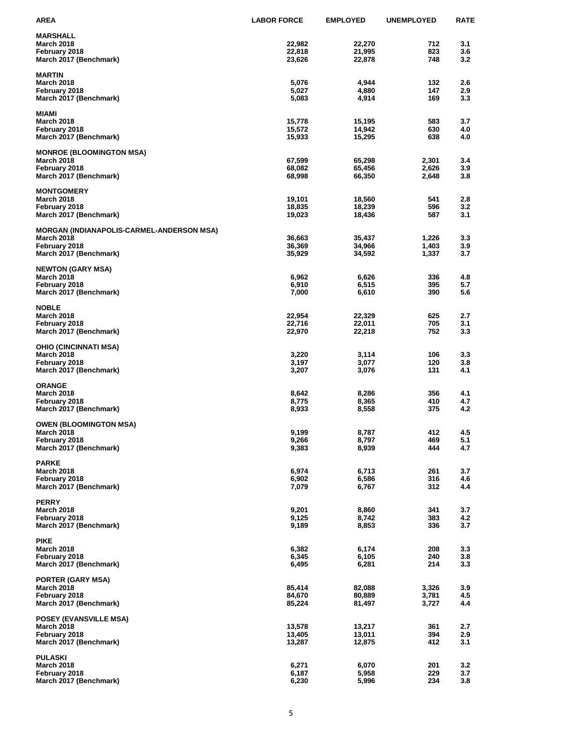| AREA | LABOR FORCE | EMPLOYED | UNEMPLOYED | RATE |
|---|---|---|---|---|
| **MARSHALL** | | | | |
| March 2018 | 22,982 | 22,270 | 712 | 3.1 |
| February 2018 | 22,818 | 21,995 | 823 | 3.6 |
| March 2017 (Benchmark) | 23,626 | 22,878 | 748 | 3.2 |
| **MARTIN** | | | | |
| March 2018 | 5,076 | 4,944 | 132 | 2.6 |
| February 2018 | 5,027 | 4,880 | 147 | 2.9 |
| March 2017 (Benchmark) | 5,083 | 4,914 | 169 | 3.3 |
| **MIAMI** | | | | |
| March 2018 | 15,778 | 15,195 | 583 | 3.7 |
| February 2018 | 15,572 | 14,942 | 630 | 4.0 |
| March 2017 (Benchmark) | 15,933 | 15,295 | 638 | 4.0 |
| **MONROE (BLOOMINGTON MSA)** | | | | |
| March 2018 | 67,599 | 65,298 | 2,301 | 3.4 |
| February 2018 | 68,082 | 65,456 | 2,626 | 3.9 |
| March 2017 (Benchmark) | 68,998 | 66,350 | 2,648 | 3.8 |
| **MONTGOMERY** | | | | |
| March 2018 | 19,101 | 18,560 | 541 | 2.8 |
| February 2018 | 18,835 | 18,239 | 596 | 3.2 |
| March 2017 (Benchmark) | 19,023 | 18,436 | 587 | 3.1 |
| **MORGAN (INDIANAPOLIS-CARMEL-ANDERSON MSA)** | | | | |
| March 2018 | 36,663 | 35,437 | 1,226 | 3.3 |
| February 2018 | 36,369 | 34,966 | 1,403 | 3.9 |
| March 2017 (Benchmark) | 35,929 | 34,592 | 1,337 | 3.7 |
| **NEWTON (GARY MSA)** | | | | |
| March 2018 | 6,962 | 6,626 | 336 | 4.8 |
| February 2018 | 6,910 | 6,515 | 395 | 5.7 |
| March 2017 (Benchmark) | 7,000 | 6,610 | 390 | 5.6 |
| **NOBLE** | | | | |
| March 2018 | 22,954 | 22,329 | 625 | 2.7 |
| February 2018 | 22,716 | 22,011 | 705 | 3.1 |
| March 2017 (Benchmark) | 22,970 | 22,218 | 752 | 3.3 |
| **OHIO (CINCINNATI MSA)** | | | | |
| March 2018 | 3,220 | 3,114 | 106 | 3.3 |
| February 2018 | 3,197 | 3,077 | 120 | 3.8 |
| March 2017 (Benchmark) | 3,207 | 3,076 | 131 | 4.1 |
| **ORANGE** | | | | |
| March 2018 | 8,642 | 8,286 | 356 | 4.1 |
| February 2018 | 8,775 | 8,365 | 410 | 4.7 |
| March 2017 (Benchmark) | 8,933 | 8,558 | 375 | 4.2 |
| **OWEN (BLOOMINGTON MSA)** | | | | |
| March 2018 | 9,199 | 8,787 | 412 | 4.5 |
| February 2018 | 9,266 | 8,797 | 469 | 5.1 |
| March 2017 (Benchmark) | 9,383 | 8,939 | 444 | 4.7 |
| **PARKE** | | | | |
| March 2018 | 6,974 | 6,713 | 261 | 3.7 |
| February 2018 | 6,902 | 6,586 | 316 | 4.6 |
| March 2017 (Benchmark) | 7,079 | 6,767 | 312 | 4.4 |
| **PERRY** | | | | |
| March 2018 | 9,201 | 8,860 | 341 | 3.7 |
| February 2018 | 9,125 | 8,742 | 383 | 4.2 |
| March 2017 (Benchmark) | 9,189 | 8,853 | 336 | 3.7 |
| **PIKE** | | | | |
| March 2018 | 6,382 | 6,174 | 208 | 3.3 |
| February 2018 | 6,345 | 6,105 | 240 | 3.8 |
| March 2017 (Benchmark) | 6,495 | 6,281 | 214 | 3.3 |
| **PORTER (GARY MSA)** | | | | |
| March 2018 | 85,414 | 82,088 | 3,326 | 3.9 |
| February 2018 | 84,670 | 80,889 | 3,781 | 4.5 |
| March 2017 (Benchmark) | 85,224 | 81,497 | 3,727 | 4.4 |
| **POSEY (EVANSVILLE MSA)** | | | | |
| March 2018 | 13,578 | 13,217 | 361 | 2.7 |
| February 2018 | 13,405 | 13,011 | 394 | 2.9 |
| March 2017 (Benchmark) | 13,287 | 12,875 | 412 | 3.1 |
| **PULASKI** | | | | |
| March 2018 | 6,271 | 6,070 | 201 | 3.2 |
| February 2018 | 6,187 | 5,958 | 229 | 3.7 |
| March 2017 (Benchmark) | 6,230 | 5,996 | 234 | 3.8 |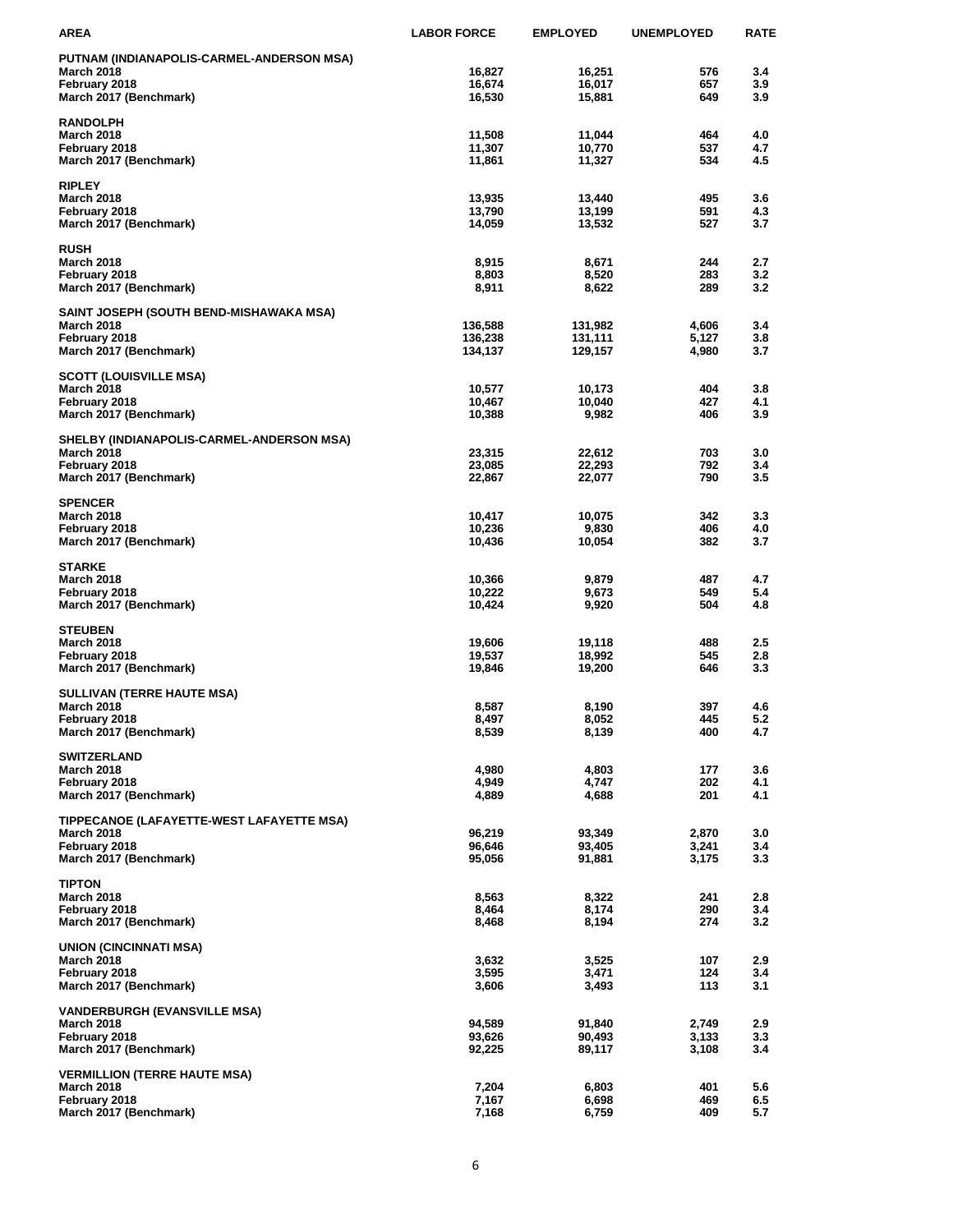| AREA | LABOR FORCE | EMPLOYED | UNEMPLOYED | RATE |
|---|---|---|---|---|
| **PUTNAM (INDIANAPOLIS-CARMEL-ANDERSON MSA)** | | | | |
| March 2018 | 16,827 | 16,251 | 576 | 3.4 |
| February 2018 | 16,674 | 16,017 | 657 | 3.9 |
| March 2017 (Benchmark) | 16,530 | 15,881 | 649 | 3.9 |
| **RANDOLPH** | | | | |
| March 2018 | 11,508 | 11,044 | 464 | 4.0 |
| February 2018 | 11,307 | 10,770 | 537 | 4.7 |
| March 2017 (Benchmark) | 11,861 | 11,327 | 534 | 4.5 |
| **RIPLEY** | | | | |
| March 2018 | 13,935 | 13,440 | 495 | 3.6 |
| February 2018 | 13,790 | 13,199 | 591 | 4.3 |
| March 2017 (Benchmark) | 14,059 | 13,532 | 527 | 3.7 |
| **RUSH** | | | | |
| March 2018 | 8,915 | 8,671 | 244 | 2.7 |
| February 2018 | 8,803 | 8,520 | 283 | 3.2 |
| March 2017 (Benchmark) | 8,911 | 8,622 | 289 | 3.2 |
| **SAINT JOSEPH (SOUTH BEND-MISHAWAKA MSA)** | | | | |
| March 2018 | 136,588 | 131,982 | 4,606 | 3.4 |
| February 2018 | 136,238 | 131,111 | 5,127 | 3.8 |
| March 2017 (Benchmark) | 134,137 | 129,157 | 4,980 | 3.7 |
| **SCOTT (LOUISVILLE MSA)** | | | | |
| March 2018 | 10,577 | 10,173 | 404 | 3.8 |
| February 2018 | 10,467 | 10,040 | 427 | 4.1 |
| March 2017 (Benchmark) | 10,388 | 9,982 | 406 | 3.9 |
| **SHELBY (INDIANAPOLIS-CARMEL-ANDERSON MSA)** | | | | |
| March 2018 | 23,315 | 22,612 | 703 | 3.0 |
| February 2018 | 23,085 | 22,293 | 792 | 3.4 |
| March 2017 (Benchmark) | 22,867 | 22,077 | 790 | 3.5 |
| **SPENCER** | | | | |
| March 2018 | 10,417 | 10,075 | 342 | 3.3 |
| February 2018 | 10,236 | 9,830 | 406 | 4.0 |
| March 2017 (Benchmark) | 10,436 | 10,054 | 382 | 3.7 |
| **STARKE** | | | | |
| March 2018 | 10,366 | 9,879 | 487 | 4.7 |
| February 2018 | 10,222 | 9,673 | 549 | 5.4 |
| March 2017 (Benchmark) | 10,424 | 9,920 | 504 | 4.8 |
| **STEUBEN** | | | | |
| March 2018 | 19,606 | 19,118 | 488 | 2.5 |
| February 2018 | 19,537 | 18,992 | 545 | 2.8 |
| March 2017 (Benchmark) | 19,846 | 19,200 | 646 | 3.3 |
| **SULLIVAN (TERRE HAUTE MSA)** | | | | |
| March 2018 | 8,587 | 8,190 | 397 | 4.6 |
| February 2018 | 8,497 | 8,052 | 445 | 5.2 |
| March 2017 (Benchmark) | 8,539 | 8,139 | 400 | 4.7 |
| **SWITZERLAND** | | | | |
| March 2018 | 4,980 | 4,803 | 177 | 3.6 |
| February 2018 | 4,949 | 4,747 | 202 | 4.1 |
| March 2017 (Benchmark) | 4,889 | 4,688 | 201 | 4.1 |
| **TIPPECANOE (LAFAYETTE-WEST LAFAYETTE MSA)** | | | | |
| March 2018 | 96,219 | 93,349 | 2,870 | 3.0 |
| February 2018 | 96,646 | 93,405 | 3,241 | 3.4 |
| March 2017 (Benchmark) | 95,056 | 91,881 | 3,175 | 3.3 |
| **TIPTON** | | | | |
| March 2018 | 8,563 | 8,322 | 241 | 2.8 |
| February 2018 | 8,464 | 8,174 | 290 | 3.4 |
| March 2017 (Benchmark) | 8,468 | 8,194 | 274 | 3.2 |
| **UNION (CINCINNATI MSA)** | | | | |
| March 2018 | 3,632 | 3,525 | 107 | 2.9 |
| February 2018 | 3,595 | 3,471 | 124 | 3.4 |
| March 2017 (Benchmark) | 3,606 | 3,493 | 113 | 3.1 |
| **VANDERBURGH (EVANSVILLE MSA)** | | | | |
| March 2018 | 94,589 | 91,840 | 2,749 | 2.9 |
| February 2018 | 93,626 | 90,493 | 3,133 | 3.3 |
| March 2017 (Benchmark) | 92,225 | 89,117 | 3,108 | 3.4 |
| **VERMILLION (TERRE HAUTE MSA)** | | | | |
| March 2018 | 7,204 | 6,803 | 401 | 5.6 |
| February 2018 | 7,167 | 6,698 | 469 | 6.5 |
| March 2017 (Benchmark) | 7,168 | 6,759 | 409 | 5.7 |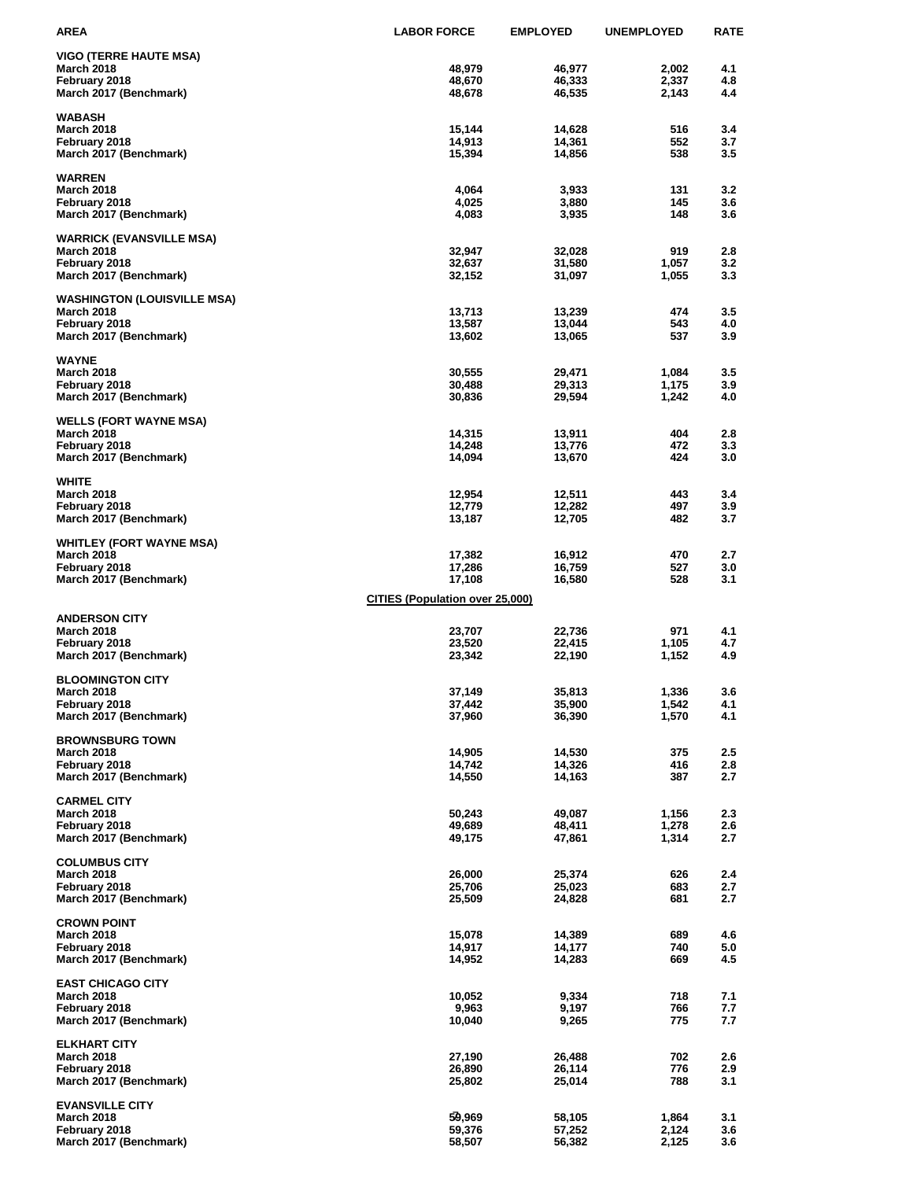| AREA | LABOR FORCE | EMPLOYED | UNEMPLOYED | RATE |
|---|---|---|---|---|
| **VIGO (TERRE HAUTE MSA)** | | | | |
| March 2018 | 48,979 | 46,977 | 2,002 | 4.1 |
| February 2018 | 48,670 | 46,333 | 2,337 | 4.8 |
| March 2017 (Benchmark) | 48,678 | 46,535 | 2,143 | 4.4 |
| **WABASH** | | | | |
| March 2018 | 15,144 | 14,628 | 516 | 3.4 |
| February 2018 | 14,913 | 14,361 | 552 | 3.7 |
| March 2017 (Benchmark) | 15,394 | 14,856 | 538 | 3.5 |
| **WARREN** | | | | |
| March 2018 | 4,064 | 3,933 | 131 | 3.2 |
| February 2018 | 4,025 | 3,880 | 145 | 3.6 |
| March 2017 (Benchmark) | 4,083 | 3,935 | 148 | 3.6 |
| **WARRICK (EVANSVILLE MSA)** | | | | |
| March 2018 | 32,947 | 32,028 | 919 | 2.8 |
| February 2018 | 32,637 | 31,580 | 1,057 | 3.2 |
| March 2017 (Benchmark) | 32,152 | 31,097 | 1,055 | 3.3 |
| **WASHINGTON (LOUISVILLE MSA)** | | | | |
| March 2018 | 13,713 | 13,239 | 474 | 3.5 |
| February 2018 | 13,587 | 13,044 | 543 | 4.0 |
| March 2017 (Benchmark) | 13,602 | 13,065 | 537 | 3.9 |
| **WAYNE** | | | | |
| March 2018 | 30,555 | 29,471 | 1,084 | 3.5 |
| February 2018 | 30,488 | 29,313 | 1,175 | 3.9 |
| March 2017 (Benchmark) | 30,836 | 29,594 | 1,242 | 4.0 |
| **WELLS (FORT WAYNE MSA)** | | | | |
| March 2018 | 14,315 | 13,911 | 404 | 2.8 |
| February 2018 | 14,248 | 13,776 | 472 | 3.3 |
| March 2017 (Benchmark) | 14,094 | 13,670 | 424 | 3.0 |
| **WHITE** | | | | |
| March 2018 | 12,954 | 12,511 | 443 | 3.4 |
| February 2018 | 12,779 | 12,282 | 497 | 3.9 |
| March 2017 (Benchmark) | 13,187 | 12,705 | 482 | 3.7 |
| **WHITLEY (FORT WAYNE MSA)** | | | | |
| March 2018 | 17,382 | 16,912 | 470 | 2.7 |
| February 2018 | 17,286 | 16,759 | 527 | 3.0 |
| March 2017 (Benchmark) | 17,108 | 16,580 | 528 | 3.1 |
| | **CITIES (Population over 25,000)** | | | |
| **ANDERSON CITY** | | | | |
| March 2018 | 23,707 | 22,736 | 971 | 4.1 |
| February 2018 | 23,520 | 22,415 | 1,105 | 4.7 |
| March 2017 (Benchmark) | 23,342 | 22,190 | 1,152 | 4.9 |
| **BLOOMINGTON CITY** | | | | |
| March 2018 | 37,149 | 35,813 | 1,336 | 3.6 |
| February 2018 | 37,442 | 35,900 | 1,542 | 4.1 |
| March 2017 (Benchmark) | 37,960 | 36,390 | 1,570 | 4.1 |
| **BROWNSBURG TOWN** | | | | |
| March 2018 | 14,905 | 14,530 | 375 | 2.5 |
| February 2018 | 14,742 | 14,326 | 416 | 2.8 |
| March 2017 (Benchmark) | 14,550 | 14,163 | 387 | 2.7 |
| **CARMEL CITY** | | | | |
| March 2018 | 50,243 | 49,087 | 1,156 | 2.3 |
| February 2018 | 49,689 | 48,411 | 1,278 | 2.6 |
| March 2017 (Benchmark) | 49,175 | 47,861 | 1,314 | 2.7 |
| **COLUMBUS CITY** | | | | |
| March 2018 | 26,000 | 25,374 | 626 | 2.4 |
| February 2018 | 25,706 | 25,023 | 683 | 2.7 |
| March 2017 (Benchmark) | 25,509 | 24,828 | 681 | 2.7 |
| **CROWN POINT** | | | | |
| March 2018 | 15,078 | 14,389 | 689 | 4.6 |
| February 2018 | 14,917 | 14,177 | 740 | 5.0 |
| March 2017 (Benchmark) | 14,952 | 14,283 | 669 | 4.5 |
| **EAST CHICAGO CITY** | | | | |
| March 2018 | 10,052 | 9,334 | 718 | 7.1 |
| February 2018 | 9,963 | 9,197 | 766 | 7.7 |
| March 2017 (Benchmark) | 10,040 | 9,265 | 775 | 7.7 |
| **ELKHART CITY** | | | | |
| March 2018 | 27,190 | 26,488 | 702 | 2.6 |
| February 2018 | 26,890 | 26,114 | 776 | 2.9 |
| March 2017 (Benchmark) | 25,802 | 25,014 | 788 | 3.1 |
| **EVANSVILLE CITY** | | | | |
| March 2018 | 59,969 | 58,105 | 1,864 | 3.1 |
| February 2018 | 59,376 | 57,252 | 2,124 | 3.6 |
| March 2017 (Benchmark) | 58,507 | 56,382 | 2,125 | 3.6 |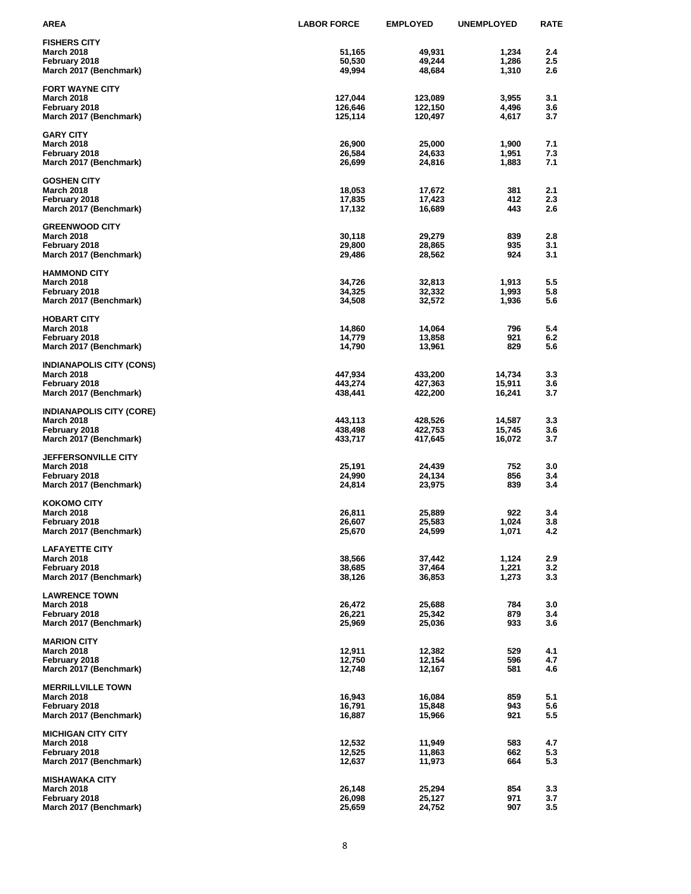| AREA | LABOR FORCE | EMPLOYED | UNEMPLOYED | RATE |
|---|---|---|---|---|
| **FISHERS CITY** | | | | |
| March 2018 | 51,165 | 49,931 | 1,234 | 2.4 |
| February 2018 | 50,530 | 49,244 | 1,286 | 2.5 |
| March 2017 (Benchmark) | 49,994 | 48,684 | 1,310 | 2.6 |
| **FORT WAYNE CITY** | | | | |
| March 2018 | 127,044 | 123,089 | 3,955 | 3.1 |
| February 2018 | 126,646 | 122,150 | 4,496 | 3.6 |
| March 2017 (Benchmark) | 125,114 | 120,497 | 4,617 | 3.7 |
| **GARY CITY** | | | | |
| March 2018 | 26,900 | 25,000 | 1,900 | 7.1 |
| February 2018 | 26,584 | 24,633 | 1,951 | 7.3 |
| March 2017 (Benchmark) | 26,699 | 24,816 | 1,883 | 7.1 |
| **GOSHEN CITY** | | | | |
| March 2018 | 18,053 | 17,672 | 381 | 2.1 |
| February 2018 | 17,835 | 17,423 | 412 | 2.3 |
| March 2017 (Benchmark) | 17,132 | 16,689 | 443 | 2.6 |
| **GREENWOOD CITY** | | | | |
| March 2018 | 30,118 | 29,279 | 839 | 2.8 |
| February 2018 | 29,800 | 28,865 | 935 | 3.1 |
| March 2017 (Benchmark) | 29,486 | 28,562 | 924 | 3.1 |
| **HAMMOND CITY** | | | | |
| March 2018 | 34,726 | 32,813 | 1,913 | 5.5 |
| February 2018 | 34,325 | 32,332 | 1,993 | 5.8 |
| March 2017 (Benchmark) | 34,508 | 32,572 | 1,936 | 5.6 |
| **HOBART CITY** | | | | |
| March 2018 | 14,860 | 14,064 | 796 | 5.4 |
| February 2018 | 14,779 | 13,858 | 921 | 6.2 |
| March 2017 (Benchmark) | 14,790 | 13,961 | 829 | 5.6 |
| **INDIANAPOLIS CITY (CONS)** | | | | |
| March 2018 | 447,934 | 433,200 | 14,734 | 3.3 |
| February 2018 | 443,274 | 427,363 | 15,911 | 3.6 |
| March 2017 (Benchmark) | 438,441 | 422,200 | 16,241 | 3.7 |
| **INDIANAPOLIS CITY (CORE)** | | | | |
| March 2018 | 443,113 | 428,526 | 14,587 | 3.3 |
| February 2018 | 438,498 | 422,753 | 15,745 | 3.6 |
| March 2017 (Benchmark) | 433,717 | 417,645 | 16,072 | 3.7 |
| **JEFFERSONVILLE CITY** | | | | |
| March 2018 | 25,191 | 24,439 | 752 | 3.0 |
| February 2018 | 24,990 | 24,134 | 856 | 3.4 |
| March 2017 (Benchmark) | 24,814 | 23,975 | 839 | 3.4 |
| **KOKOMO CITY** | | | | |
| March 2018 | 26,811 | 25,889 | 922 | 3.4 |
| February 2018 | 26,607 | 25,583 | 1,024 | 3.8 |
| March 2017 (Benchmark) | 25,670 | 24,599 | 1,071 | 4.2 |
| **LAFAYETTE CITY** | | | | |
| March 2018 | 38,566 | 37,442 | 1,124 | 2.9 |
| February 2018 | 38,685 | 37,464 | 1,221 | 3.2 |
| March 2017 (Benchmark) | 38,126 | 36,853 | 1,273 | 3.3 |
| **LAWRENCE TOWN** | | | | |
| March 2018 | 26,472 | 25,688 | 784 | 3.0 |
| February 2018 | 26,221 | 25,342 | 879 | 3.4 |
| March 2017 (Benchmark) | 25,969 | 25,036 | 933 | 3.6 |
| **MARION CITY** | | | | |
| March 2018 | 12,911 | 12,382 | 529 | 4.1 |
| February 2018 | 12,750 | 12,154 | 596 | 4.7 |
| March 2017 (Benchmark) | 12,748 | 12,167 | 581 | 4.6 |
| **MERRILLVILLE TOWN** | | | | |
| March 2018 | 16,943 | 16,084 | 859 | 5.1 |
| February 2018 | 16,791 | 15,848 | 943 | 5.6 |
| March 2017 (Benchmark) | 16,887 | 15,966 | 921 | 5.5 |
| **MICHIGAN CITY CITY** | | | | |
| March 2018 | 12,532 | 11,949 | 583 | 4.7 |
| February 2018 | 12,525 | 11,863 | 662 | 5.3 |
| March 2017 (Benchmark) | 12,637 | 11,973 | 664 | 5.3 |
| **MISHAWAKA CITY** | | | | |
| March 2018 | 26,148 | 25,294 | 854 | 3.3 |
| February 2018 | 26,098 | 25,127 | 971 | 3.7 |
| March 2017 (Benchmark) | 25,659 | 24,752 | 907 | 3.5 |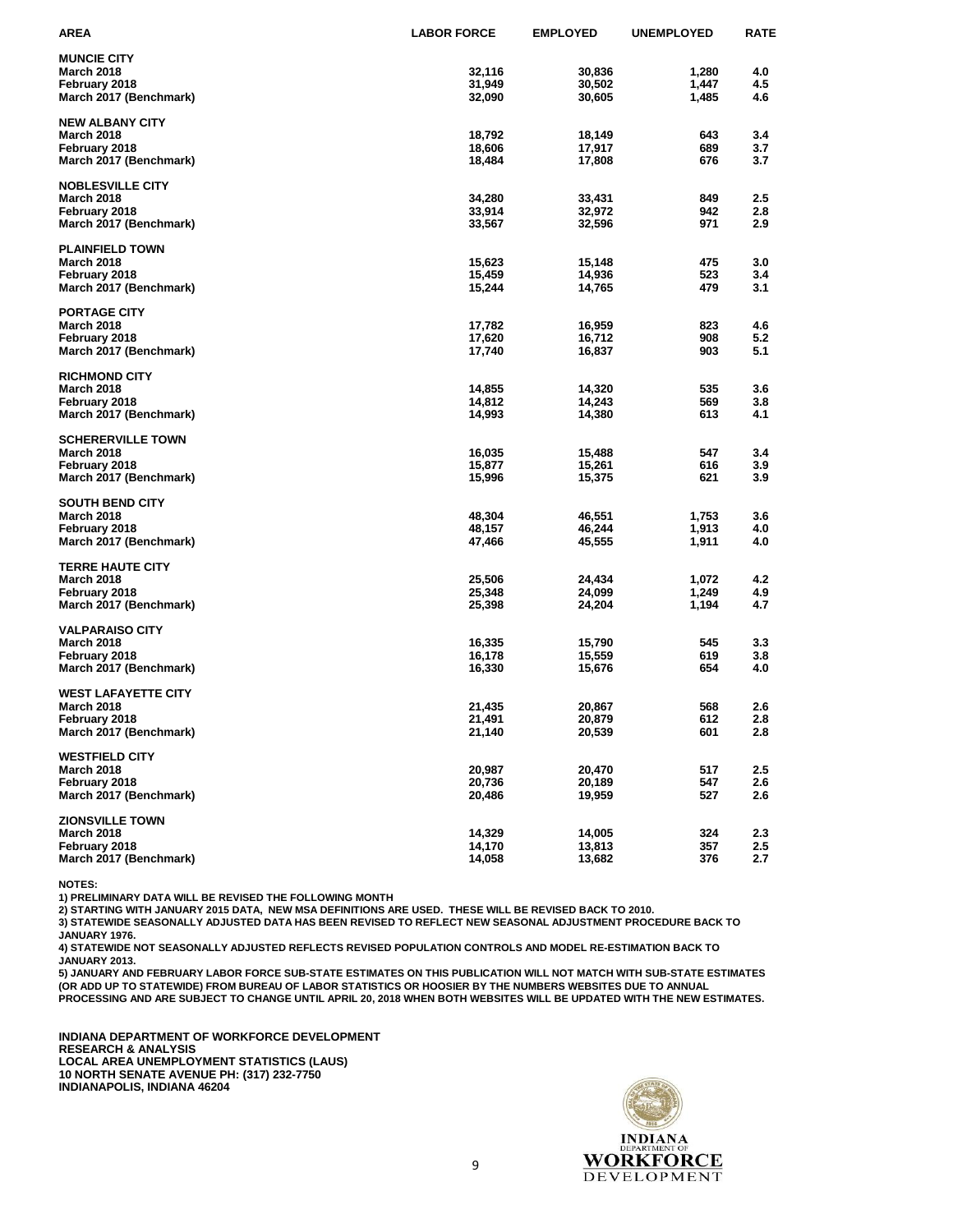| AREA | LABOR FORCE | EMPLOYED | UNEMPLOYED | RATE |
|---|---|---|---|---|
| **MUNCIE CITY** | | | | |
| March 2018 | 32,116 | 30,836 | 1,280 | 4.0 |
| February 2018 | 31,949 | 30,502 | 1,447 | 4.5 |
| March 2017 (Benchmark) | 32,090 | 30,605 | 1,485 | 4.6 |
| **NEW ALBANY CITY** | | | | |
| March 2018 | 18,792 | 18,149 | 643 | 3.4 |
| February 2018 | 18,606 | 17,917 | 689 | 3.7 |
| March 2017 (Benchmark) | 18,484 | 17,808 | 676 | 3.7 |
| **NOBLESVILLE CITY** | | | | |
| March 2018 | 34,280 | 33,431 | 849 | 2.5 |
| February 2018 | 33,914 | 32,972 | 942 | 2.8 |
| March 2017 (Benchmark) | 33,567 | 32,596 | 971 | 2.9 |
| **PLAINFIELD TOWN** | | | | |
| March 2018 | 15,623 | 15,148 | 475 | 3.0 |
| February 2018 | 15,459 | 14,936 | 523 | 3.4 |
| March 2017 (Benchmark) | 15,244 | 14,765 | 479 | 3.1 |
| **PORTAGE CITY** | | | | |
| March 2018 | 17,782 | 16,959 | 823 | 4.6 |
| February 2018 | 17,620 | 16,712 | 908 | 5.2 |
| March 2017 (Benchmark) | 17,740 | 16,837 | 903 | 5.1 |
| **RICHMOND CITY** | | | | |
| March 2018 | 14,855 | 14,320 | 535 | 3.6 |
| February 2018 | 14,812 | 14,243 | 569 | 3.8 |
| March 2017 (Benchmark) | 14,993 | 14,380 | 613 | 4.1 |
| **SCHERERVILLE TOWN** | | | | |
| March 2018 | 16,035 | 15,488 | 547 | 3.4 |
| February 2018 | 15,877 | 15,261 | 616 | 3.9 |
| March 2017 (Benchmark) | 15,996 | 15,375 | 621 | 3.9 |
| **SOUTH BEND CITY** | | | | |
| March 2018 | 48,304 | 46,551 | 1,753 | 3.6 |
| February 2018 | 48,157 | 46,244 | 1,913 | 4.0 |
| March 2017 (Benchmark) | 47,466 | 45,555 | 1,911 | 4.0 |
| **TERRE HAUTE CITY** | | | | |
| March 2018 | 25,506 | 24,434 | 1,072 | 4.2 |
| February 2018 | 25,348 | 24,099 | 1,249 | 4.9 |
| March 2017 (Benchmark) | 25,398 | 24,204 | 1,194 | 4.7 |
| **VALPARAISO CITY** | | | | |
| March 2018 | 16,335 | 15,790 | 545 | 3.3 |
| February 2018 | 16,178 | 15,559 | 619 | 3.8 |
| March 2017 (Benchmark) | 16,330 | 15,676 | 654 | 4.0 |
| **WEST LAFAYETTE CITY** | | | | |
| March 2018 | 21,435 | 20,867 | 568 | 2.6 |
| February 2018 | 21,491 | 20,879 | 612 | 2.8 |
| March 2017 (Benchmark) | 21,140 | 20,539 | 601 | 2.8 |
| **WESTFIELD CITY** | | | | |
| March 2018 | 20,987 | 20,470 | 517 | 2.5 |
| February 2018 | 20,736 | 20,189 | 547 | 2.6 |
| March 2017 (Benchmark) | 20,486 | 19,959 | 527 | 2.6 |
| **ZIONSVILLE TOWN** | | | | |
| March 2018 | 14,329 | 14,005 | 324 | 2.3 |
| February 2018 | 14,170 | 13,813 | 357 | 2.5 |
| March 2017 (Benchmark) | 14,058 | 13,682 | 376 | 2.7 |

**NOTES:**

1) PRELIMINARY DATA WILL BE REVISED THE FOLLOWING MONTH
2) STARTING WITH JANUARY 2015 DATA, NEW MSA DEFINITIONS ARE USED. THESE WILL BE REVISED BACK TO 2010.
3) STATEWIDE SEASONALLY ADJUSTED DATA HAS BEEN REVISED TO REFLECT NEW SEASONAL ADJUSTMENT PROCEDURE BACK TO JANUARY 1976.
4) STATEWIDE NOT SEASONALLY ADJUSTED REFLECTS REVISED POPULATION CONTROLS AND MODEL RE-ESTIMATION BACK TO JANUARY 2013.
5) JANUARY AND FEBRUARY LABOR FORCE SUB-STATE ESTIMATES ON THIS PUBLICATION WILL NOT MATCH WITH SUB-STATE ESTIMATES (OR ADD UP TO STATEWIDE) FROM BUREAU OF LABOR STATISTICS OR HOOSIER BY THE NUMBERS WEBSITES DUE TO ANNUAL PROCESSING AND ARE SUBJECT TO CHANGE UNTIL APRIL 20, 2018 WHEN BOTH WEBSITES WILL BE UPDATED WITH THE NEW ESTIMATES.

**INDIANA DEPARTMENT OF WORKFORCE DEVELOPMENT**
**RESEARCH & ANALYSIS**
**LOCAL AREA UNEMPLOYMENT STATISTICS (LAUS)**
**10 NORTH SENATE AVENUE PH: (317) 232-7750**
**INDIANAPOLIS, INDIANA 46204**

INDIANA DEPARTMENT OF WORKFORCE DEVELOPMENT